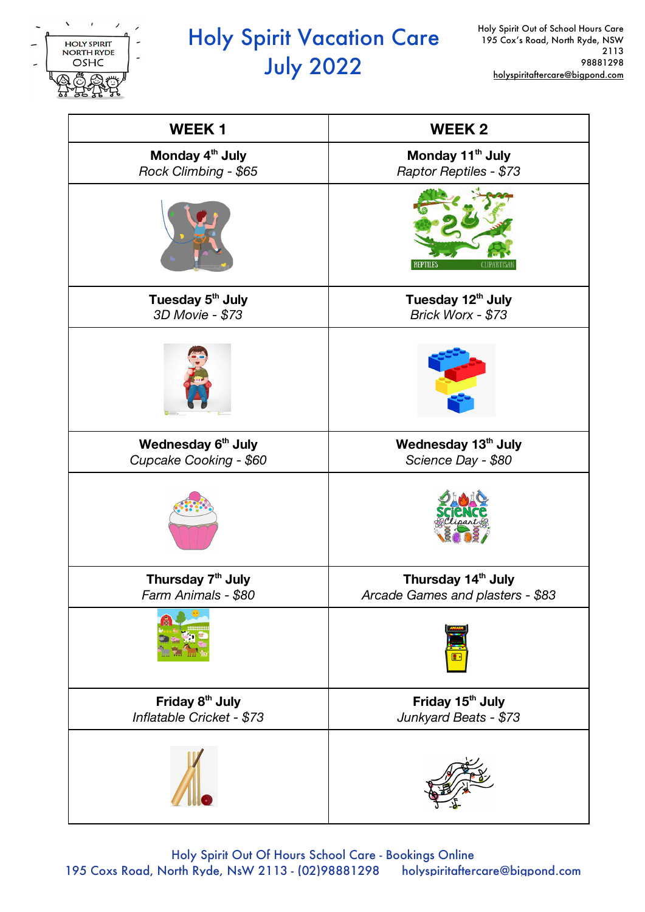# Holy Spirit Vacation Care July 2022

Holy Spirit Out of School Hours Care
195 Cox's Road, North Ryde, NSW
2113
98881298
holyspiritaftercare@bigpond.com

| WEEK 1 | WEEK 2 |
|---|---|
| **Monday 4th July**<br>*Rock Climbing - $65* | **Monday 11th July**<br>*Raptor Reptiles - $73* |
| **Tuesday 5th July**<br>*3D Movie - $73* | **Tuesday 12th July**<br>*Brick Worx - $73* |
| **Wednesday 6th July**<br>*Cupcake Cooking - $60* | **Wednesday 13th July**<br>*Science Day - $80* |
| **Thursday 7th July**<br>*Farm Animals - $80* | **Thursday 14th July**<br>*Arcade Games and plasters - $83* |
| **Friday 8th July**<br>*Inflatable Cricket - $73* | **Friday 15th July**<br>*Junkyard Beats - $73* |

Holy Spirit Out Of Hours School Care - Bookings Online
195 Coxs Road, North Ryde, NsW 2113 - (02)98881298 holyspiritaftercare@bigpond.com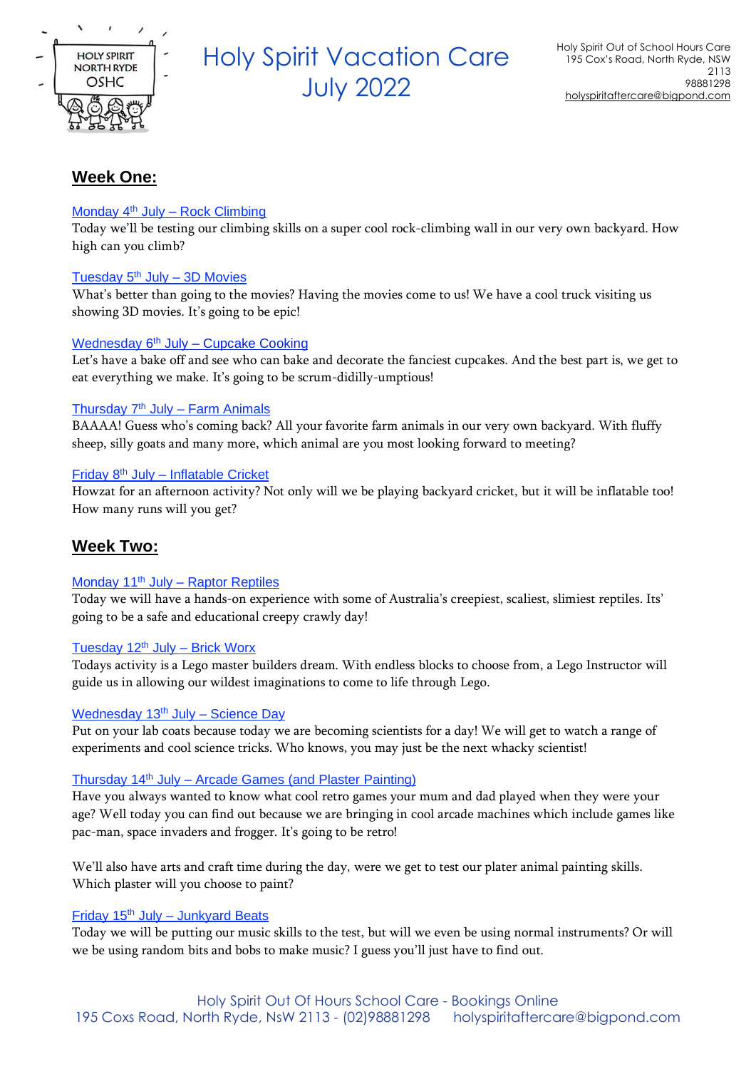# Holy Spirit Vacation Care July 2022

Holy Spirit Out of School Hours Care
195 Cox's Road, North Ryde, NSW 2113
98881298
holyspiritaftercare@bigpond.com

## Week One:

Monday 4th July – Rock Climbing

Today we'll be testing our climbing skills on a super cool rock-climbing wall in our very own backyard. How high can you climb?

Tuesday 5th July – 3D Movies

What's better than going to the movies? Having the movies come to us! We have a cool truck visiting us showing 3D movies. It's going to be epic!

Wednesday 6th July – Cupcake Cooking

Let's have a bake off and see who can bake and decorate the fanciest cupcakes. And the best part is, we get to eat everything we make. It's going to be scrum-didilly-umptious!

Thursday 7th July – Farm Animals

BAAAA! Guess who's coming back? All your favorite farm animals in our very own backyard. With fluffy sheep, silly goats and many more, which animal are you most looking forward to meeting?

Friday 8th July – Inflatable Cricket

Howzat for an afternoon activity? Not only will we be playing backyard cricket, but it will be inflatable too! How many runs will you get?

## Week Two:

Monday 11th July – Raptor Reptiles

Today we will have a hands-on experience with some of Australia's creepiest, scaliest, slimiest reptiles. Its' going to be a safe and educational creepy crawly day!

Tuesday 12th July – Brick Worx

Todays activity is a Lego master builders dream. With endless blocks to choose from, a Lego Instructor will guide us in allowing our wildest imaginations to come to life through Lego.

Wednesday 13th July – Science Day

Put on your lab coats because today we are becoming scientists for a day! We will get to watch a range of experiments and cool science tricks. Who knows, you may just be the next whacky scientist!

Thursday 14th July – Arcade Games (and Plaster Painting)

Have you always wanted to know what cool retro games your mum and dad played when they were your age? Well today you can find out because we are bringing in cool arcade machines which include games like pac-man, space invaders and frogger. It's going to be retro!

We'll also have arts and craft time during the day, were we get to test our plater animal painting skills. Which plaster will you choose to paint?

Friday 15th July – Junkyard Beats

Today we will be putting our music skills to the test, but will we even be using normal instruments? Or will we be using random bits and bobs to make music? I guess you'll just have to find out.

Holy Spirit Out Of Hours School Care - Bookings Online
195 Coxs Road, North Ryde, NsW 2113 - (02)98881298 holyspiritaftercare@bigpond.com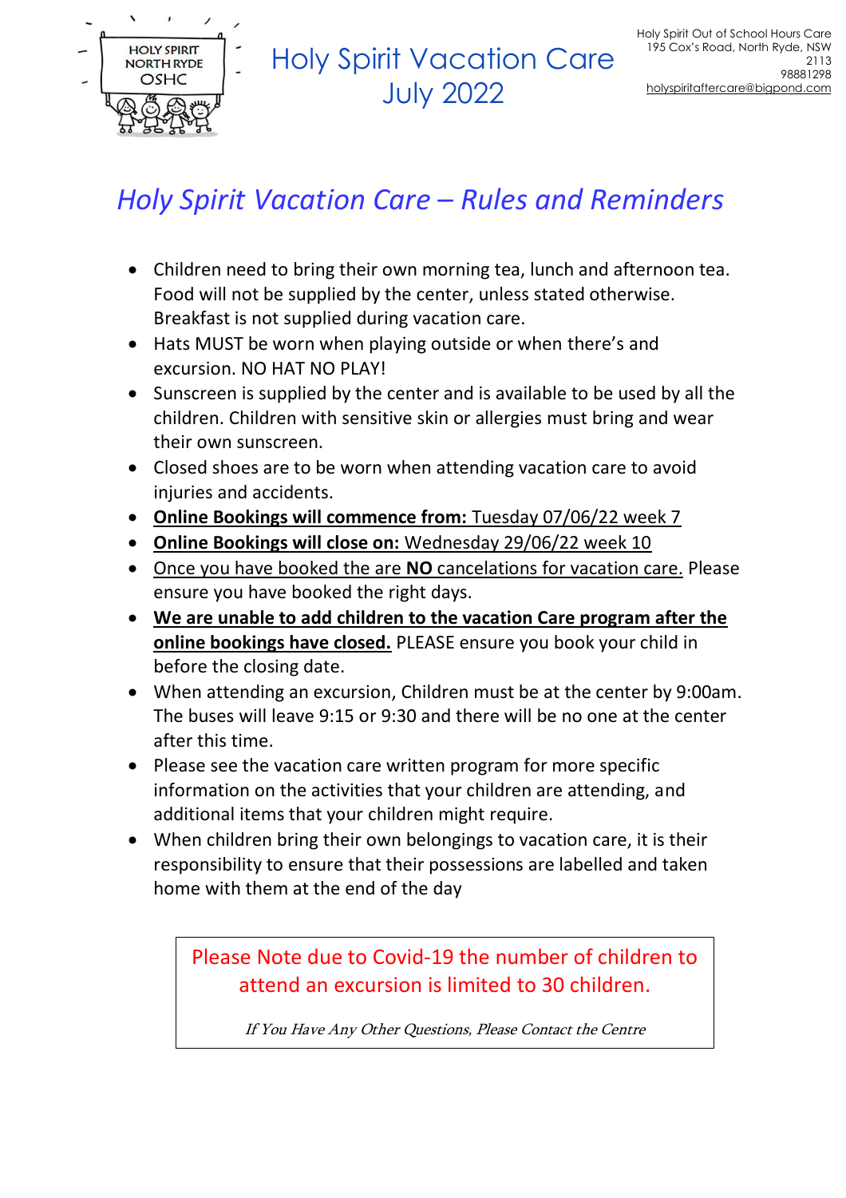HOLY SPIRIT NORTH RYDE OSHC

# Holy Spirit Vacation Care July 2022

Holy Spirit Out of School Hours Care
195 Cox's Road, North Ryde, NSW
2113
98881298
holyspiritaftercare@bigpond.com

## *Holy Spirit Vacation Care – Rules and Reminders*

- Children need to bring their own morning tea, lunch and afternoon tea. Food will not be supplied by the center, unless stated otherwise. Breakfast is not supplied during vacation care.
- Hats MUST be worn when playing outside or when there's and excursion. NO HAT NO PLAY!
- Sunscreen is supplied by the center and is available to be used by all the children. Children with sensitive skin or allergies must bring and wear their own sunscreen.
- Closed shoes are to be worn when attending vacation care to avoid injuries and accidents.
- **Online Bookings will commence from:** Tuesday 07/06/22 week 7
- **Online Bookings will close on:** Wednesday 29/06/22 week 10
- Once you have booked the are **NO** cancelations for vacation care. Please ensure you have booked the right days.
- **We are unable to add children to the vacation Care program after the online bookings have closed.** PLEASE ensure you book your child in before the closing date.
- When attending an excursion, Children must be at the center by 9:00am. The buses will leave 9:15 or 9:30 and there will be no one at the center after this time.
- Please see the vacation care written program for more specific information on the activities that your children are attending, and additional items that your children might require.
- When children bring their own belongings to vacation care, it is their responsibility to ensure that their possessions are labelled and taken home with them at the end of the day

Please Note due to Covid-19 the number of children to attend an excursion is limited to 30 children.

*If You Have Any Other Questions, Please Contact the Centre*